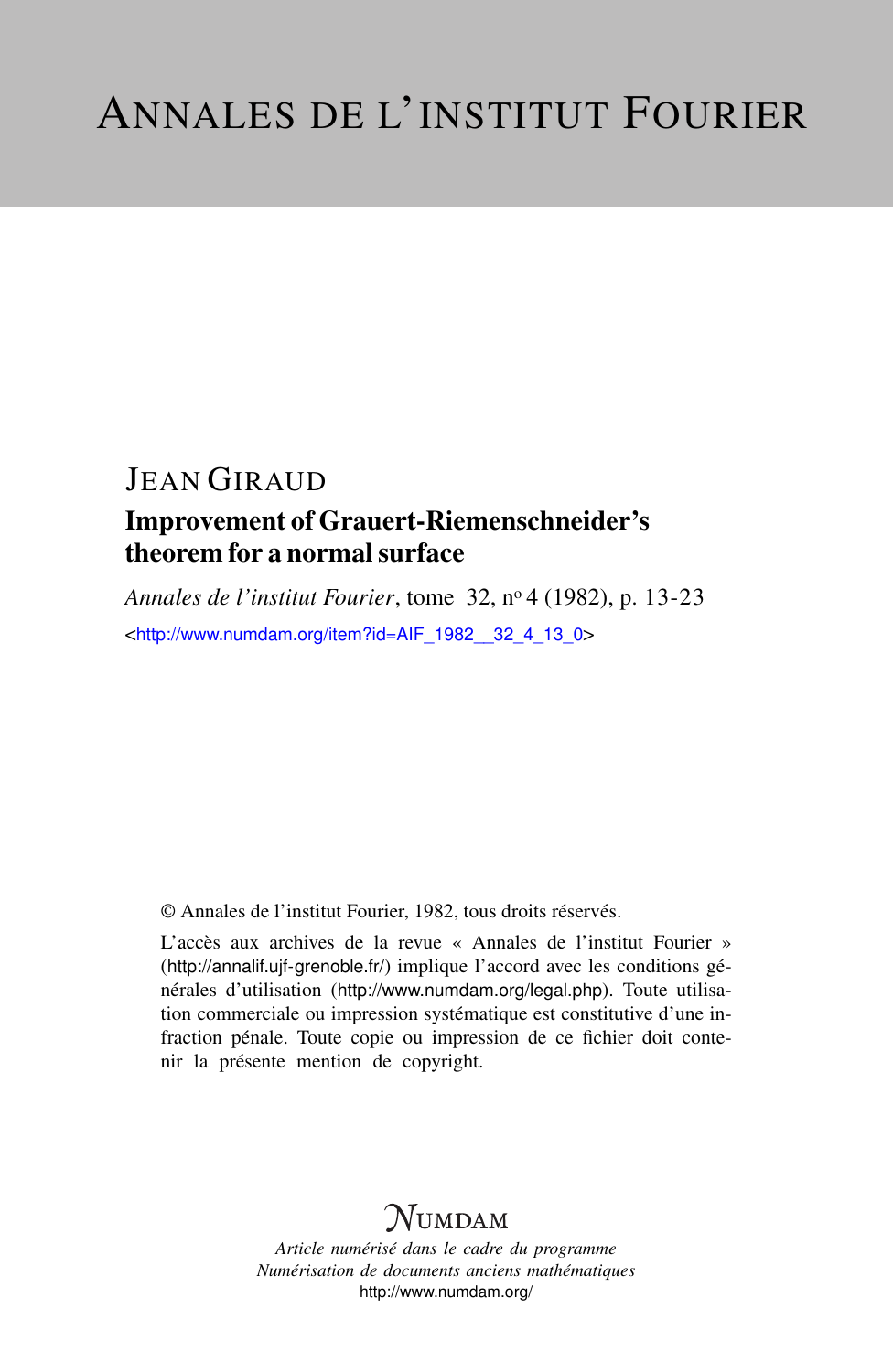# ANNALES DE L'INSTITUT FOURIER

JEAN GIRAUD

## Improvement of Grauert-Riemenschneider's theorem for a normal surface

*Annales de l'institut Fourier*, tome 32, n° 4 (1982), p. 13-23

<http://www.numdam.org/item?id=AIF_1982__32_4_13_0>

© Annales de l'institut Fourier, 1982, tous droits réservés.

L'accès aux archives de la revue « Annales de l'institut Fourier » (http://annalif.ujf-grenoble.fr/) implique l'accord avec les conditions générales d'utilisation (http://www.numdam.org/legal.php). Toute utilisation commerciale ou impression systématique est constitutive d'une infraction pénale. Toute copie ou impression de ce fichier doit contenir la présente mention de copyright.

NUMDAM

*Article numérisé dans le cadre du programme*
*Numérisation de documents anciens mathématiques*
http://www.numdam.org/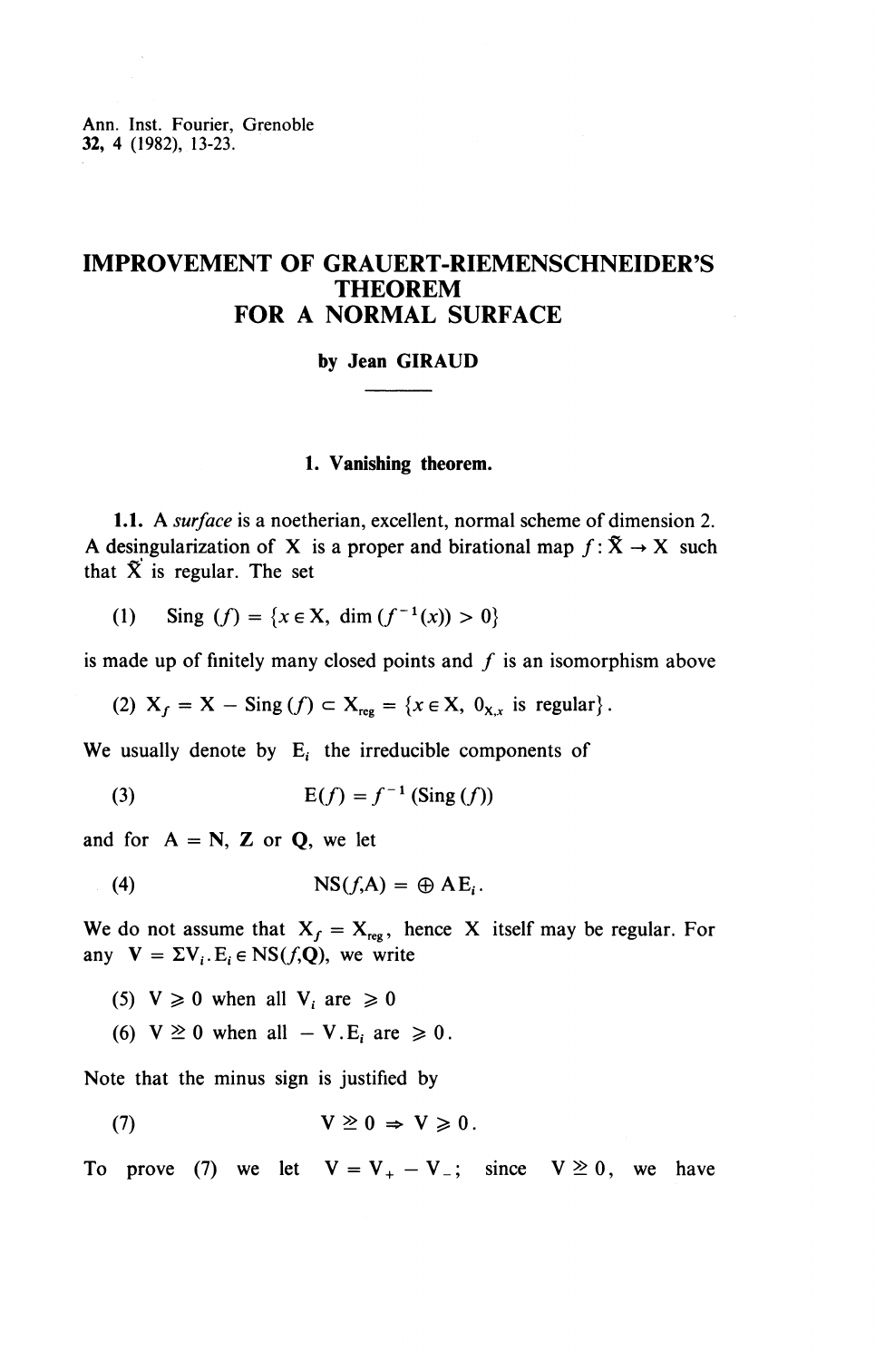Ann. Inst. Fourier, Grenoble
**32**, 4 (1982), 13-23.

# IMPROVEMENT OF GRAUERT-RIEMENSCHNEIDER'S THEOREM FOR A NORMAL SURFACE

**by Jean GIRAUD**

## 1. Vanishing theorem.

**1.1.** A *surface* is a noetherian, excellent, normal scheme of dimension 2. A desingularization of X is a proper and birational map $f : \tilde{X} \to X$ such that $\tilde{X}$ is regular. The set

(1) $\quad \mathrm{Sing}\,(f) = \{x \in X,\ \dim(f^{-1}(x)) > 0\}$

is made up of finitely many closed points and $f$ is an isomorphism above

(2) $X_f = X - \mathrm{Sing}\,(f) \subset X_{\mathrm{reg}} = \{x \in X,\ 0_{X,x} \text{ is regular}\}$.

We usually denote by $E_i$ the irreducible components of

$$(3) \qquad E(f) = f^{-1}(\mathrm{Sing}\,(f))$$

and for $A = \mathbf{N}$, $\mathbf{Z}$ or $\mathbf{Q}$, we let

$$(4) \qquad \mathrm{NS}(f,A) = \oplus\, A E_i .$$

We do not assume that $X_f = X_{\mathrm{reg}}$, hence X itself may be regular. For any $V = \Sigma V_i . E_i \in \mathrm{NS}(f,\mathbf{Q})$, we write

(5) $V \geqslant 0$ when all $V_i$ are $\geqslant 0$

(6) $V \geqq 0$ when all $-V.E_i$ are $\geqslant 0$.

Note that the minus sign is justified by

$$(7) \qquad V \geqq 0 \Rightarrow V \geqslant 0 .$$

To prove (7) we let $V = V_+ - V_-$; since $V \geqq 0$, we have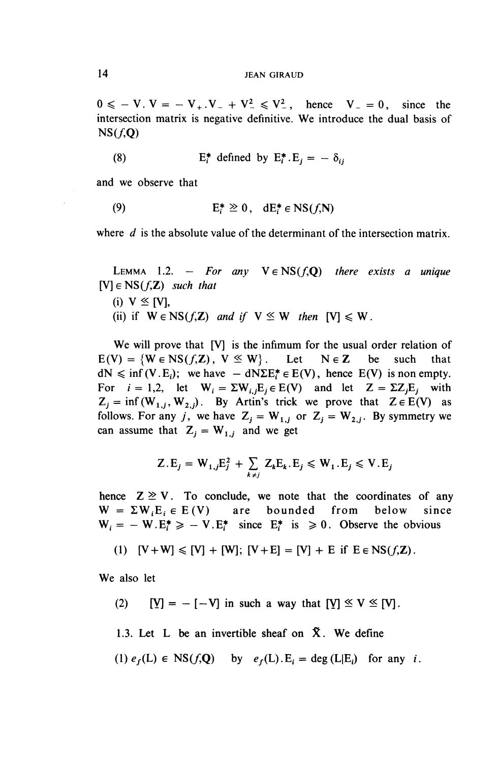$0 \leqslant - V.V = - V_+.V_- + V_-^2 \leqslant V_-^2$, hence $V_- = 0$, since the intersection matrix is negative definitive. We introduce the dual basis of $NS(f,Q)$

$$\text{(8)} \qquad E_i^* \text{ defined by } E_i^*.E_j = -\delta_{ij}$$

and we observe that

$$\text{(9)} \qquad E_i^* \geqq 0, \quad dE_i^* \in NS(f,N)$$

where $d$ is the absolute value of the determinant of the intersection matrix.

LEMMA 1.2. — *For any* $V \in NS(f,Q)$ *there exists a unique* $[V] \in NS(f,Z)$ *such that*

(i) $V \leqq [V]$,

(ii) *if* $W \in NS(f,Z)$ *and if* $V \leqq W$ *then* $[V] \leqslant W$.

We will prove that $[V]$ is the infimum for the usual order relation of $E(V) = \{W \in NS(f,Z),\ V \leqq W\}$. Let $N \in Z$ be such that $dN \leqslant \inf(V.E_i)$; we have $-dN\Sigma E_i^* \in E(V)$, hence $E(V)$ is non empty. For $i = 1,2$, let $W_i = \Sigma W_{i,j}E_j \in E(V)$ and let $Z = \Sigma Z_j E_j$ with $Z_j = \inf(W_{1,j}, W_{2,j})$. By Artin's trick we prove that $Z \in E(V)$ as follows. For any $j$, we have $Z_j = W_{1,j}$ or $Z_j = W_{2,j}$. By symmetry we can assume that $Z_j = W_{1,j}$ and we get

$$Z.E_j = W_{1,j}E_j^2 + \sum_{k \neq j} Z_k E_k.E_j \leqslant W_1.E_j \leqslant V.E_j$$

hence $Z \geqq V$. To conclude, we note that the coordinates of any $W = \Sigma W_i E_i \in E(V)$ are bounded from below since $W_i = -W.E_i^* \geqslant -V.E_i^*$ since $E_i^*$ is $\geqslant 0$. Observe the obvious

(1) $[V+W] \leqslant [V] + [W]$; $[V+E] = [V] + E$ if $E \in NS(f,Z)$.

We also let

(2) $\underline{[V]} = -[-V]$ in such a way that $\underline{[V]} \leqq V \leqq [V]$.

1.3. Let $L$ be an invertible sheaf on $\tilde{X}$. We define

(1) $e_f(L) \in NS(f,Q)$ by $e_f(L).E_i = \deg(L|E_i)$ for any $i$.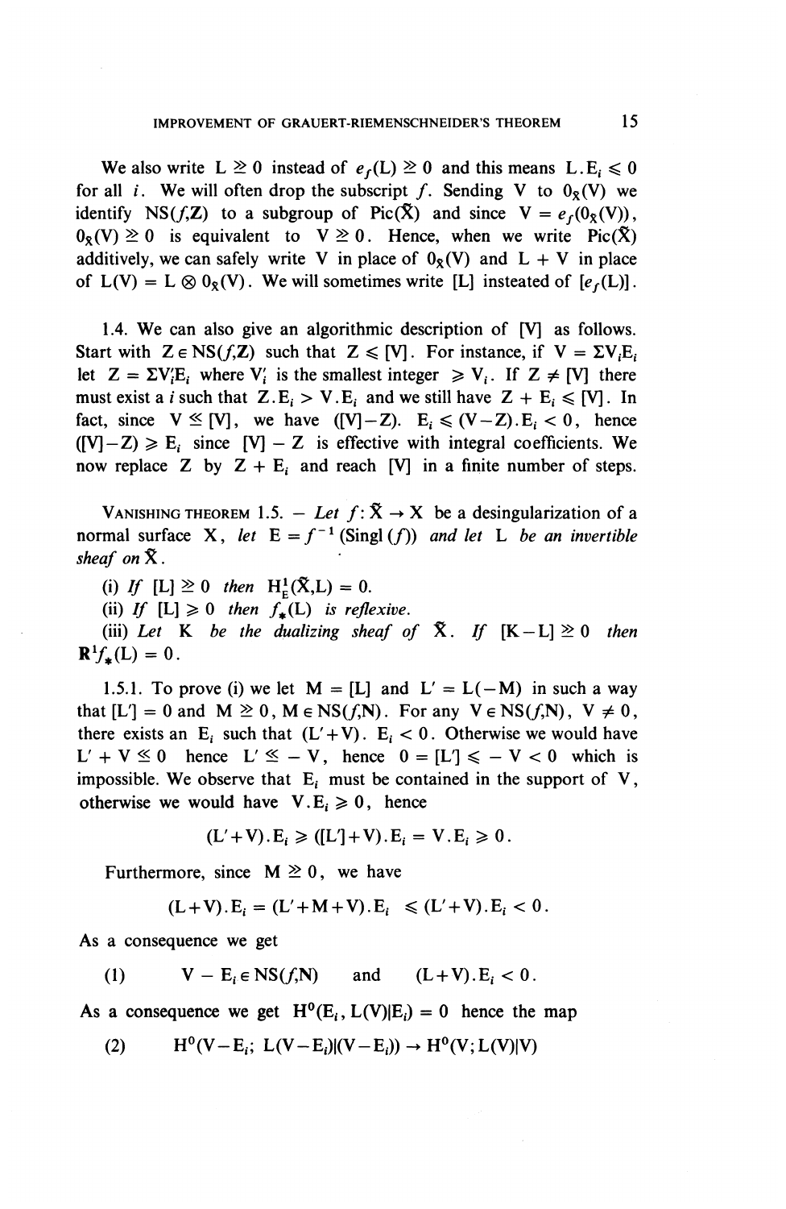We also write $L \gtrsim 0$ instead of $e_f(L) \gtrsim 0$ and this means $L.E_i \leqslant 0$ for all $i$. We will often drop the subscript $f$. Sending V to $0_{\tilde{X}}(V)$ we identify $NS(f,\mathbf{Z})$ to a subgroup of $Pic(\tilde{X})$ and since $V = e_f(0_{\tilde{X}}(V))$, $0_{\tilde{X}}(V) \gtrsim 0$ is equivalent to $V \gtrsim 0$. Hence, when we write $Pic(\tilde{X})$ additively, we can safely write V in place of $0_{\tilde{X}}(V)$ and $L + V$ in place of $L(V) = L \otimes 0_{\tilde{X}}(V)$. We will sometimes write $[L]$ insteated of $[e_f(L)]$.

1.4. We can also give an algorithmic description of $[V]$ as follows. Start with $Z \in NS(f,\mathbf{Z})$ such that $Z \leqslant [V]$. For instance, if $V = \Sigma V_i E_i$ let $Z = \Sigma V_i' E_i$ where $V_i'$ is the smallest integer $\geqslant V_i$. If $Z \neq [V]$ there must exist a $i$ such that $Z.E_i > V.E_i$ and we still have $Z + E_i \leqslant [V]$. In fact, since $V \lesssim [V]$, we have $([V]-Z).\ E_i \leqslant (V-Z).E_i < 0$, hence $([V]-Z) \geqslant E_i$ since $[V] - Z$ is effective with integral coefficients. We now replace Z by $Z + E_i$ and reach $[V]$ in a finite number of steps.

VANISHING THEOREM 1.5. — *Let* $f: \tilde{X} \to X$ *be a desingularization of a normal surface* X, *let* $E = f^{-1}(\mathrm{Singl}(f))$ *and let* L *be an invertible sheaf on* $\tilde{X}$.

(i) *If* $[L] \gtrsim 0$ *then* $H^1_E(\tilde{X},L) = 0$.

(ii) *If* $[L] \geqslant 0$ *then* $f_*(L)$ *is reflexive.*

(iii) *Let* K *be the dualizing sheaf of* $\tilde{X}$. *If* $[K-L] \gtrsim 0$ *then* $\mathbf{R}^1 f_*(L) = 0$.

1.5.1. To prove (i) we let $M = [L]$ and $L' = L(-M)$ in such a way that $[L'] = 0$ and $M \gtrsim 0$, $M \in NS(f,\mathbf{N})$. For any $V \in NS(f,\mathbf{N})$, $V \neq 0$, there exists an $E_i$ such that $(L'+V).\ E_i < 0$. Otherwise we would have $L' + V \lesssim 0$ hence $L' \lesssim -V$, hence $0 = [L'] \leqslant -V < 0$ which is impossible. We observe that $E_i$ must be contained in the support of V, otherwise we would have $V.E_i \geqslant 0$, hence

$$(L'+V).E_i \geqslant ([L']+V).E_i = V.E_i \geqslant 0.$$

Furthermore, since $M \gtrsim 0$, we have

$$(L+V).E_i = (L'+M+V).E_i \ \leqslant (L'+V).E_i < 0.$$

As a consequence we get

$$(1) \qquad V - E_i \in NS(f,\mathbf{N}) \qquad \text{and} \qquad (L+V).E_i < 0.$$

As a consequence we get $H^0(E_i, L(V)|E_i) = 0$ hence the map

$$(2) \qquad H^0(V-E_i;\ L(V-E_i)|(V-E_i)) \to H^0(V; L(V)|V)$$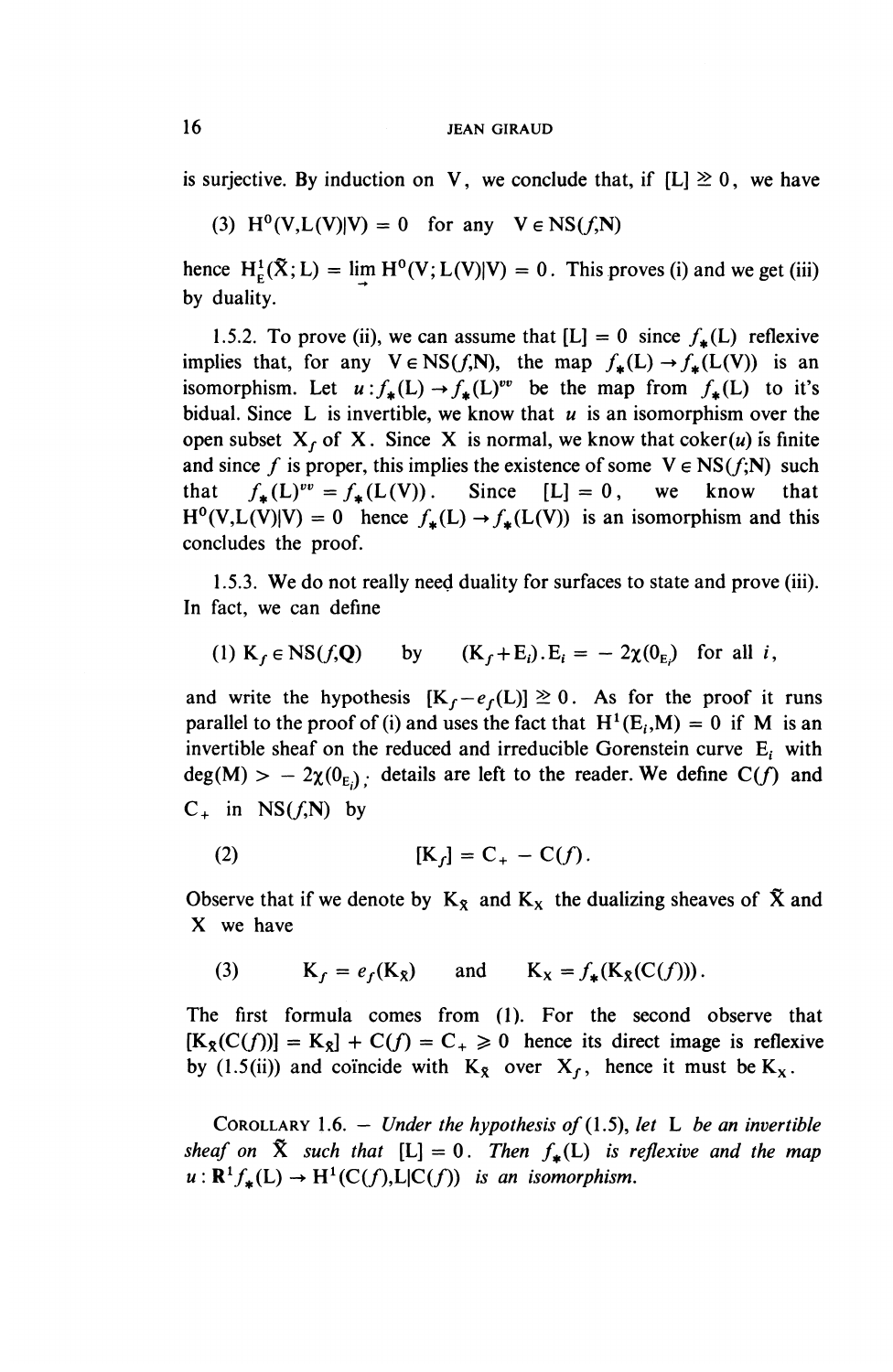is surjective. By induction on V, we conclude that, if $[L] \geqq 0$, we have

(3) $H^0(V, L(V)|V) = 0$ for any $V \in NS(f,N)$

hence $H^1_E(\tilde{X}; L) = \varinjlim H^0(V; L(V)|V) = 0$. This proves (i) and we get (iii) by duality.

1.5.2. To prove (ii), we can assume that $[L] = 0$ since $f_*(L)$ reflexive implies that, for any $V \in NS(f,N)$, the map $f_*(L) \to f_*(L(V))$ is an isomorphism. Let $u : f_*(L) \to f_*(L)^{vv}$ be the map from $f_*(L)$ to it's bidual. Since L is invertible, we know that $u$ is an isomorphism over the open subset $X_f$ of X. Since X is normal, we know that coker($u$) is finite and since $f$ is proper, this implies the existence of some $V \in NS(f;N)$ such that $f_*(L)^{vv} = f_*(L(V))$. Since $[L] = 0$, we know that $H^0(V, L(V)|V) = 0$ hence $f_*(L) \to f_*(L(V))$ is an isomorphism and this concludes the proof.

1.5.3. We do not really need duality for surfaces to state and prove (iii). In fact, we can define

(1) $K_f \in NS(f,Q)$ by $(K_f + E_i).E_i = -2\chi(0_{E_i})$ for all $i$,

and write the hypothesis $[K_f - e_f(L)] \geqq 0$. As for the proof it runs parallel to the proof of (i) and uses the fact that $H^1(E_i, M) = 0$ if M is an invertible sheaf on the reduced and irreducible Gorenstein curve $E_i$ with $\deg(M) > -2\chi(0_{E_i})$; details are left to the reader. We define C($f$) and $C_+$ in NS($f$,N) by

(2) $$[K_f] = C_+ - C(f).$$

Observe that if we denote by $K_{\tilde{X}}$ and $K_X$ the dualizing sheaves of $\tilde{X}$ and X we have

(3) $$K_f = e_f(K_{\tilde{X}}) \quad \text{and} \quad K_X = f_*(K_{\tilde{X}}(C(f))).$$

The first formula comes from (1). For the second observe that $[K_{\tilde{X}}(C(f))] = K_{\tilde{X}}] + C(f) = C_+ \geqslant 0$ hence its direct image is reflexive by (1.5(ii)) and coïncide with $K_{\tilde{X}}$ over $X_f$, hence it must be $K_X$.

COROLLARY 1.6. — *Under the hypothesis of* (1.5), *let* L *be an invertible sheaf on* $\tilde{X}$ *such that* $[L] = 0$. *Then* $f_*(L)$ *is reflexive and the map* $u : \mathbf{R}^1 f_*(L) \to H^1(C(f), L|C(f))$ *is an isomorphism.*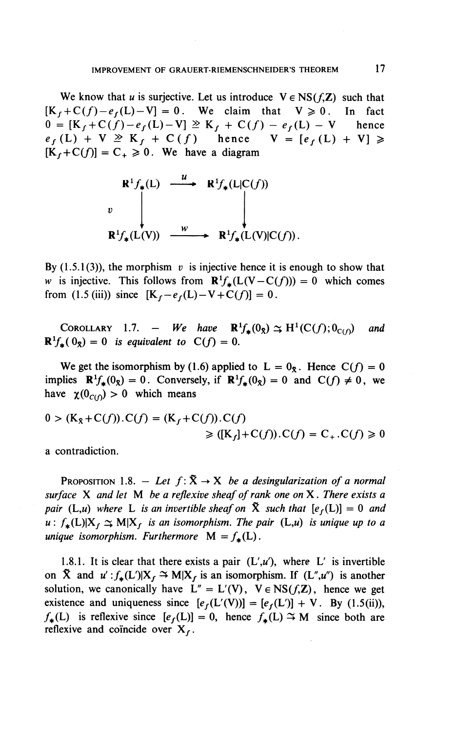We know that $u$ is surjective. Let us introduce $V \in NS(f,\mathbf{Z})$ such that $[K_f + C(f) - e_f(L) - V] = 0$. We claim that $V \geqslant 0$. In fact $0 = [K_f + C(f) - e_f(L) - V] \geqq K_f + C(f) - e_f(L) - V$ hence $e_f(L) + V \geqq K_f + C(f)$ hence $V = [e_f(L) + V] \geqslant [K_f + C(f)] = C_+ \geqslant 0$. We have a diagram

$$\begin{array}{ccc}
\mathbf{R}^1 f_*(L) & \xrightarrow{\ u\ } & \mathbf{R}^1 f_*(L|C(f)) \\
{\scriptstyle v}\downarrow & & \downarrow \\
\mathbf{R}^1 f_*(L(V)) & \xrightarrow{\ w\ } & \mathbf{R}^1 f_*(L(V)|C(f)).
\end{array}$$

By (1.5.1(3)), the morphism $v$ is injective hence it is enough to show that $w$ is injective. This follows from $\mathbf{R}^1 f_*(L(V - C(f))) = 0$ which comes from (1.5 (iii)) since $[K_f - e_f(L) - V + C(f)] = 0$.

Corollary 1.7. — *We have* $\mathbf{R}^1 f_*(0_{\tilde{X}}) \simeq H^1(C(f); 0_{C(f)})$ *and* $\mathbf{R}^1 f_*(0_{\tilde{X}}) = 0$ *is equivalent to* $C(f) = 0$.

We get the isomorphism by (1.6) applied to $L = 0_{\tilde{X}}$. Hence $C(f) = 0$ implies $\mathbf{R}^1 f_*(0_{\tilde{X}}) = 0$. Conversely, if $\mathbf{R}^1 f_*(0_{\tilde{X}}) = 0$ and $C(f) \neq 0$, we have $\chi(0_{C(f)}) > 0$ which means

$$0 > (K_{\tilde{X}} + C(f)).C(f) = (K_f + C(f)).C(f) \geqslant ([K_f] + C(f)).C(f) = C_+.C(f) \geqslant 0$$

a contradiction.

Proposition 1.8. — *Let* $f : \tilde{X} \to X$ *be a desingularization of a normal surface* $X$ *and let* $M$ *be a reflexive sheaf of rank one on* $X$. *There exists a pair* $(L,u)$ *where* $L$ *is an invertible sheaf on* $\tilde{X}$ *such that* $[e_f(L)] = 0$ *and* $u : f_*(L)|X_f \simeq M|X_f$ *is an isomorphism. The pair* $(L,u)$ *is unique up to a unique isomorphism. Furthermore* $M = f_*(L)$.

1.8.1. It is clear that there exists a pair $(L',u')$, where $L'$ is invertible on $\tilde{X}$ and $u' : f_*(L')|X_f \simeq M|X_f$ is an isomorphism. If $(L'',u'')$ is another solution, we canonically have $L'' = L'(V)$, $V \in NS(f,\mathbf{Z})$, hence we get existence and uniqueness since $[e_f(L'(V))] = [e_f(L')] + V$. By (1.5(ii)), $f_*(L)$ is reflexive since $[e_f(L)] = 0$, hence $f_*(L) \simeq M$ since both are reflexive and coïncide over $X_f$.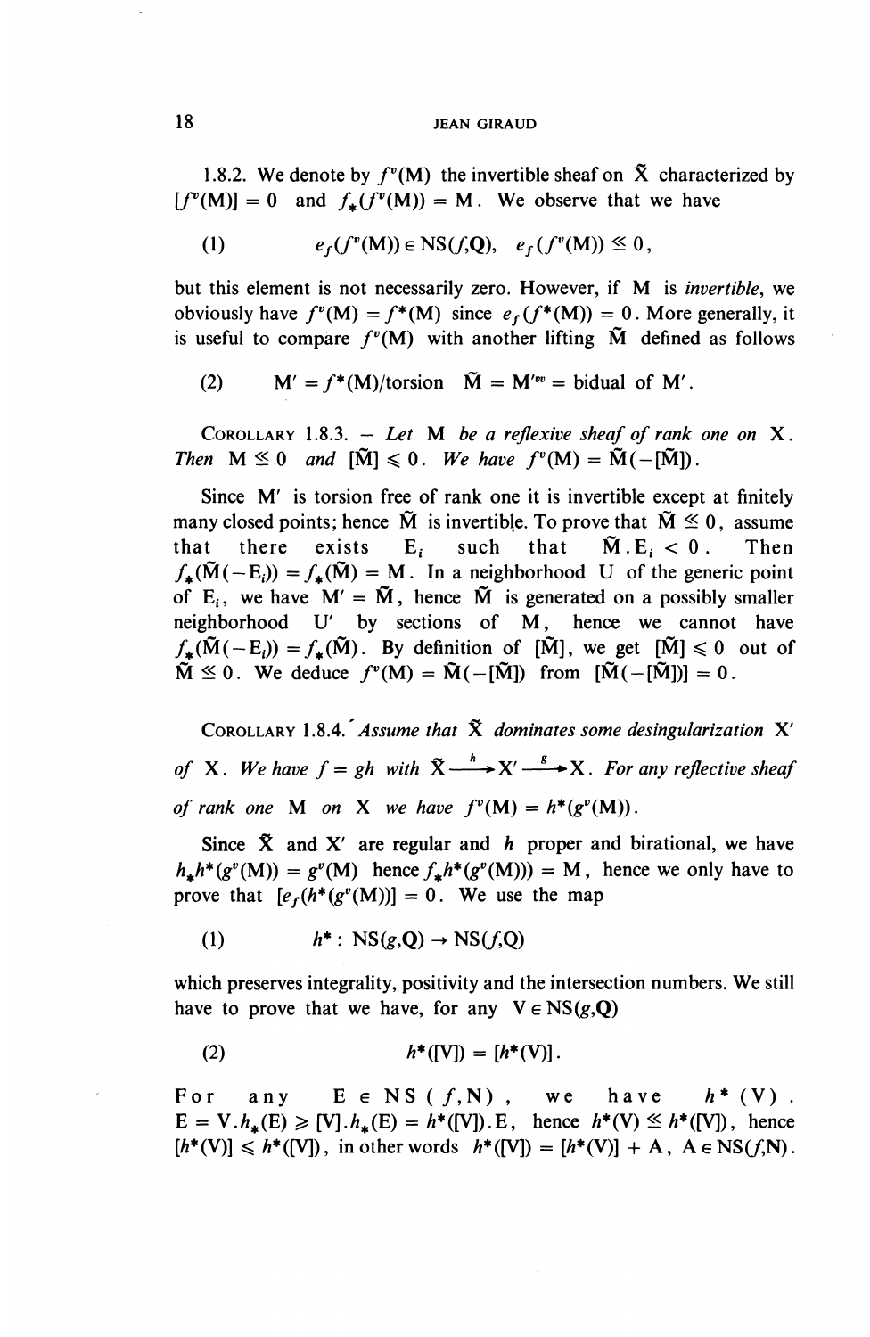1.8.2. We denote by $f^v(\mathrm{M})$ the invertible sheaf on $\tilde{\mathrm{X}}$ characterized by $[f^v(\mathrm{M})] = 0$ and $f_*(f^v(\mathrm{M})) = \mathrm{M}$. We observe that we have

$$(1) \qquad e_f(f^v(\mathrm{M})) \in \mathrm{NS}(f,\mathbf{Q}), \quad e_f(f^v(\mathrm{M})) \lesssim 0,$$

but this element is not necessarily zero. However, if M is *invertible*, we obviously have $f^v(\mathrm{M}) = f^*(\mathrm{M})$ since $e_f(f^*(\mathrm{M})) = 0$. More generally, it is useful to compare $f^v(\mathrm{M})$ with another lifting $\tilde{\mathrm{M}}$ defined as follows

$$(2) \qquad \mathrm{M}' = f^*(\mathrm{M})/\text{torsion} \quad \tilde{\mathrm{M}} = \mathrm{M}'^{vv} = \text{bidual of } \mathrm{M}'.$$

COROLLARY 1.8.3. — *Let* M *be a reflexive sheaf of rank one on* X. *Then* $\mathrm{M} \lesssim 0$ *and* $[\tilde{\mathrm{M}}] \leqslant 0$. *We have* $f^v(\mathrm{M}) = \tilde{\mathrm{M}}(-[\tilde{\mathrm{M}}])$.

Since M′ is torsion free of rank one it is invertible except at finitely many closed points; hence $\tilde{\mathrm{M}}$ is invertible. To prove that $\tilde{\mathrm{M}} \lesssim 0$, assume that there exists $\mathrm{E}_i$ such that $\tilde{\mathrm{M}}.\mathrm{E}_i < 0$. Then $f_*(\tilde{\mathrm{M}}(-\mathrm{E}_i)) = f_*(\tilde{\mathrm{M}}) = \mathrm{M}$. In a neighborhood U of the generic point of $\mathrm{E}_i$, we have $\mathrm{M}' = \tilde{\mathrm{M}}$, hence $\tilde{\mathrm{M}}$ is generated on a possibly smaller neighborhood U′ by sections of M, hence we cannot have $f_*(\tilde{\mathrm{M}}(-\mathrm{E}_i)) = f_*(\tilde{\mathrm{M}})$. By definition of $[\tilde{\mathrm{M}}]$, we get $[\tilde{\mathrm{M}}] \leqslant 0$ out of $\tilde{\mathrm{M}} \lesssim 0$. We deduce $f^v(\mathrm{M}) = \tilde{\mathrm{M}}(-[\tilde{\mathrm{M}}])$ from $[\tilde{\mathrm{M}}(-[\tilde{\mathrm{M}}])] = 0$.

COROLLARY 1.8.4. *Assume that* $\tilde{\mathrm{X}}$ *dominates some desingularization* X′ *of* X. *We have* $f = gh$ *with* $\tilde{\mathrm{X}} \xrightarrow{h} \mathrm{X}' \xrightarrow{g} \mathrm{X}$. *For any reflective sheaf of rank one* M *on* X *we have* $f^v(\mathrm{M}) = h^*(g^v(\mathrm{M}))$.

Since $\tilde{\mathrm{X}}$ and X′ are regular and $h$ proper and birational, we have $h_*h^*(g^v(\mathrm{M})) = g^v(\mathrm{M})$ hence $f_*h^*(g^v(\mathrm{M}))) = \mathrm{M}$, hence we only have to prove that $[e_f(h^*(g^v(\mathrm{M}))] = 0$. We use the map

$$(1) \qquad h^* : \mathrm{NS}(g,\mathbf{Q}) \to \mathrm{NS}(f,\mathbf{Q})$$

which preserves integrality, positivity and the intersection numbers. We still have to prove that we have, for any $\mathrm{V} \in \mathrm{NS}(g,\mathbf{Q})$

$$(2) \qquad h^*([\mathrm{V}]) = [h^*(\mathrm{V})].$$

For any $\mathrm{E} \in \mathrm{NS}(f,\mathbf{N})$, we have $h^*(\mathrm{V}).\mathrm{E} = \mathrm{V}.h_*(\mathrm{E}) \geqslant [\mathrm{V}].h_*(\mathrm{E}) = h^*([\mathrm{V}]).\mathrm{E}$, hence $h^*(\mathrm{V}) \lesssim h^*([\mathrm{V}])$, hence $[h^*(\mathrm{V})] \leqslant h^*([\mathrm{V}])$, in other words $h^*([\mathrm{V}]) = [h^*(\mathrm{V})] + \mathrm{A}$, $\mathrm{A} \in \mathrm{NS}(f,\mathbf{N})$.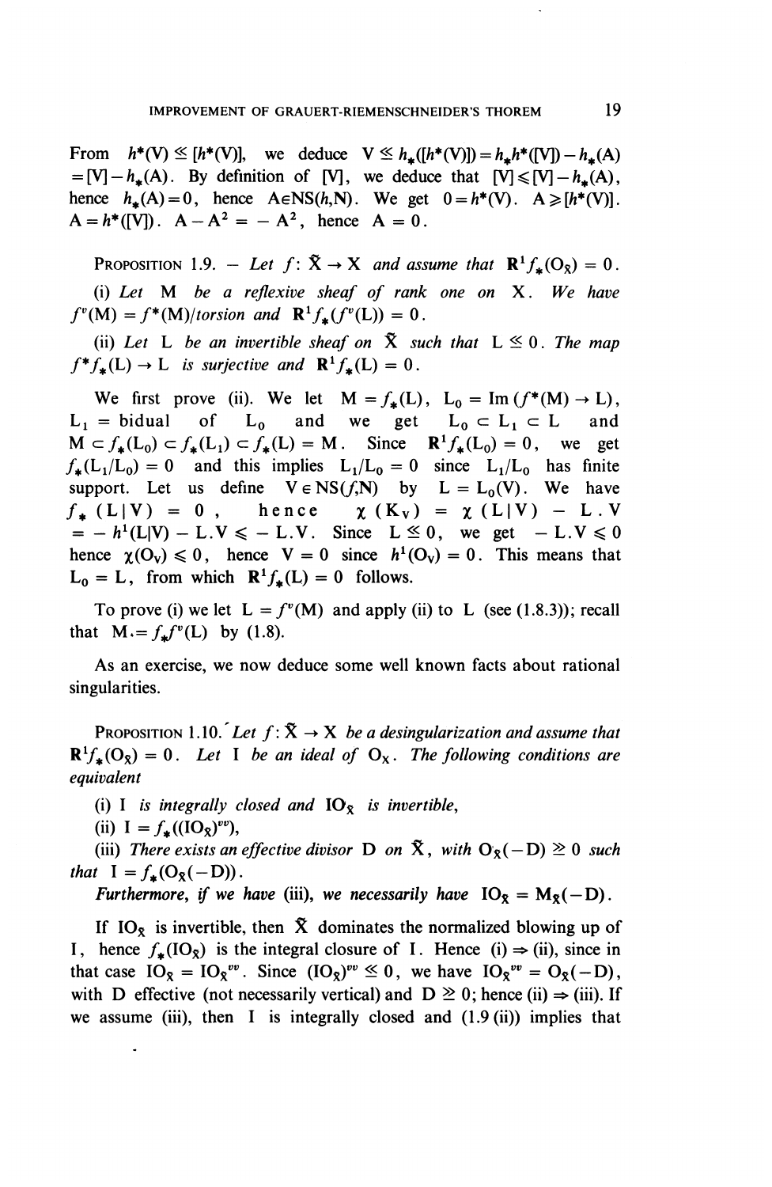From $h^*(V) \lesssim [h^*(V)]$, we deduce $V \lesssim h_*([h^*(V)]) = h_* h^*([V]) - h_*(A) = [V] - h_*(A)$. By definition of $[V]$, we deduce that $[V] \leqslant [V] - h_*(A)$, hence $h_*(A) = 0$, hence $A \in NS(h,N)$. We get $0 = h^*(V)$. $A \geqslant [h^*(V)]$. $A = h^*([V])$. $A - A^2 = -A^2$, hence $A = 0$.

**Proposition 1.9.** – *Let* $f: \tilde{X} \to X$ *and assume that* $\mathbf{R}^1 f_*(O_{\tilde{X}}) = 0$.

(i) *Let* M *be a reflexive sheaf of rank one on* X. *We have* $f^v(M) = f^*(M)/torsion$ *and* $\mathbf{R}^1 f_*(f^v(L)) = 0$.

(ii) *Let* L *be an invertible sheaf on* $\tilde{X}$ *such that* $L \lesssim 0$. *The map* $f^* f_*(L) \to L$ *is surjective and* $\mathbf{R}^1 f_*(L) = 0$.

We first prove (ii). We let $M = f_*(L)$, $L_0 = \operatorname{Im}(f^*(M) \to L)$, $L_1$ = bidual of $L_0$ and we get $L_0 \subset L_1 \subset L$ and $M \subset f_*(L_0) \subset f_*(L_1) \subset f_*(L) = M$. Since $\mathbf{R}^1 f_*(L_0) = 0$, we get $f_*(L_1/L_0) = 0$ and this implies $L_1/L_0 = 0$ since $L_1/L_0$ has finite support. Let us define $V \in NS(f,N)$ by $L = L_0(V)$. We have $f_*(L \mid V) = 0$, hence $\chi(K_V) = \chi(L \mid V) - L.V = -h^1(L \mid V) - L.V \leqslant -L.V$. Since $L \lesssim 0$, we get $-L.V \leqslant 0$ hence $\chi(O_V) \leqslant 0$, hence $V = 0$ since $h^1(O_V) = 0$. This means that $L_0 = L$, from which $\mathbf{R}^1 f_*(L) = 0$ follows.

To prove (i) we let $L = f^v(M)$ and apply (ii) to L (see (1.8.3)); recall that $M = f_* f^v(L)$ by (1.8).

As an exercise, we now deduce some well known facts about rational singularities.

**Proposition 1.10.** *Let* $f: \tilde{X} \to X$ *be a desingularization and assume that* $\mathbf{R}^1 f_*(O_{\tilde{X}}) = 0$. *Let* I *be an ideal of* $O_X$. *The following conditions are equivalent*

(i) I *is integrally closed and* $IO_{\tilde{X}}$ *is invertible,*

(ii) $I = f_*((IO_{\tilde{X}})^{vv})$,

(iii) *There exists an effective divisor* D *on* $\tilde{X}$, *with* $O_{\tilde{X}}(-D) \gtrsim 0$ *such that* $I = f_*(O_{\tilde{X}}(-D))$.

***Furthermore, if we have*** (iii), ***we necessarily have*** $IO_{\tilde{X}} = M_{\tilde{X}}(-D)$.

If $IO_{\tilde{X}}$ is invertible, then $\tilde{X}$ dominates the normalized blowing up of I, hence $f_*(IO_{\tilde{X}})$ is the integral closure of I. Hence (i) $\Rightarrow$ (ii), since in that case $IO_{\tilde{X}} = IO_{\tilde{X}}^{vv}$. Since $(IO_{\tilde{X}})^{vv} \lesssim 0$, we have $IO_{\tilde{X}}^{vv} = O_{\tilde{X}}(-D)$, with D effective (not necessarily vertical) and $D \gtrsim 0$; hence (ii) $\Rightarrow$ (iii). If we assume (iii), then I is integrally closed and (1.9 (ii)) implies that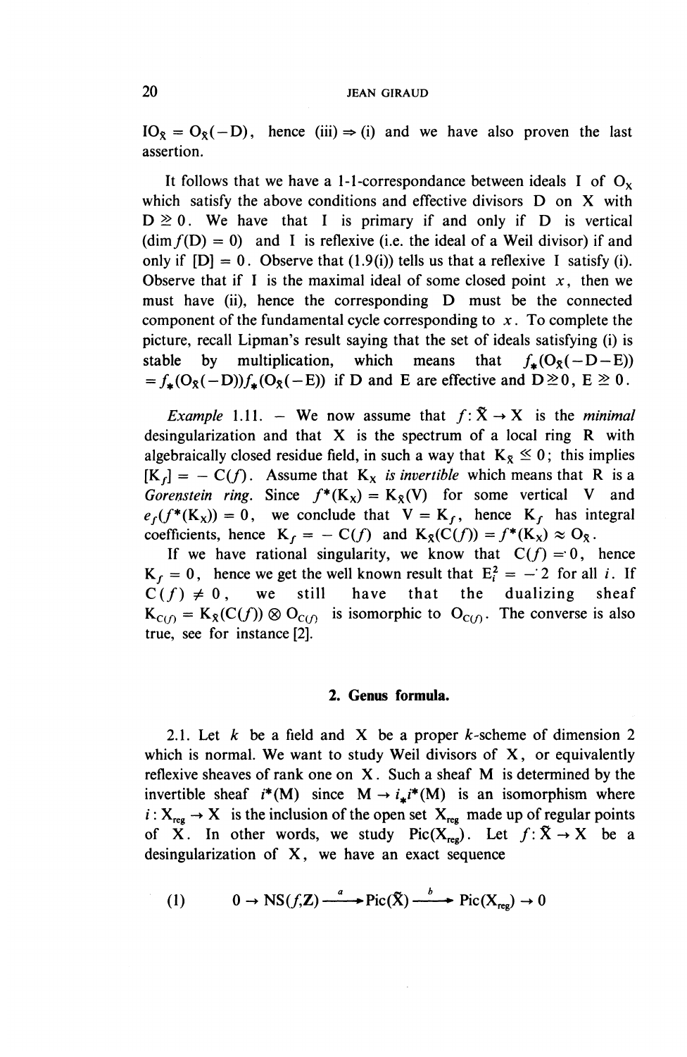$IO_{\tilde{X}} = O_{\tilde{X}}(-D)$, hence (iii) $\Rightarrow$ (i) and we have also proven the last assertion.

It follows that we have a 1-1-correspondance between ideals I of $O_X$ which satisfy the above conditions and effective divisors D on X with $D \geq 0$. We have that I is primary if and only if D is vertical ($\dim f(D) = 0$) and I is reflexive (i.e. the ideal of a Weil divisor) if and only if $[D] = 0$. Observe that (1.9(i)) tells us that a reflexive I satisfy (i). Observe that if I is the maximal ideal of some closed point $x$, then we must have (ii), hence the corresponding D must be the connected component of the fundamental cycle corresponding to $x$. To complete the picture, recall Lipman's result saying that the set of ideals satisfying (i) is stable by multiplication, which means that $f_*(O_{\tilde{X}}(-D-E)) = f_*(O_{\tilde{X}}(-D))f_*(O_{\tilde{X}}(-E))$ if D and E are effective and $D \geq 0$, $E \geq 0$.

*Example* 1.11. – We now assume that $f : \tilde{X} \to X$ is the *minimal* desingularization and that X is the spectrum of a local ring R with algebraically closed residue field, in such a way that $K_{\tilde{X}} \leq 0$; this implies $[K_f] = -C(f)$. Assume that $K_X$ *is invertible* which means that R is a *Gorenstein ring*. Since $f^*(K_X) = K_{\tilde{X}}(V)$ for some vertical V and $e_f(f^*(K_X)) = 0$, we conclude that $V = K_f$, hence $K_f$ has integral coefficients, hence $K_f = -C(f)$ and $K_{\tilde{X}}(C(f)) = f^*(K_X) \approx O_{\tilde{X}}$.

If we have rational singularity, we know that $C(f) = 0$, hence $K_f = 0$, hence we get the well known result that $E_i^2 = -2$ for all $i$. If $C(f) \neq 0$, we still have that the dualizing sheaf $K_{C(f)} = K_{\tilde{X}}(C(f)) \otimes O_{C(f)}$ is isomorphic to $O_{C(f)}$. The converse is also true, see for instance [2].

## 2. Genus formula.

2.1. Let $k$ be a field and X be a proper $k$-scheme of dimension 2 which is normal. We want to study Weil divisors of X, or equivalently reflexive sheaves of rank one on X. Such a sheaf M is determined by the invertible sheaf $i^*(M)$ since $M \to i_*i^*(M)$ is an isomorphism where $i : X_{reg} \to X$ is the inclusion of the open set $X_{reg}$ made up of regular points of X. In other words, we study $\mathrm{Pic}(X_{reg})$. Let $f : \tilde{X} \to X$ be a desingularization of X, we have an exact sequence

$$(1) \qquad 0 \to NS(f,\mathbf{Z}) \xrightarrow{a} \mathrm{Pic}(\tilde{X}) \xrightarrow{b} \mathrm{Pic}(X_{reg}) \to 0$$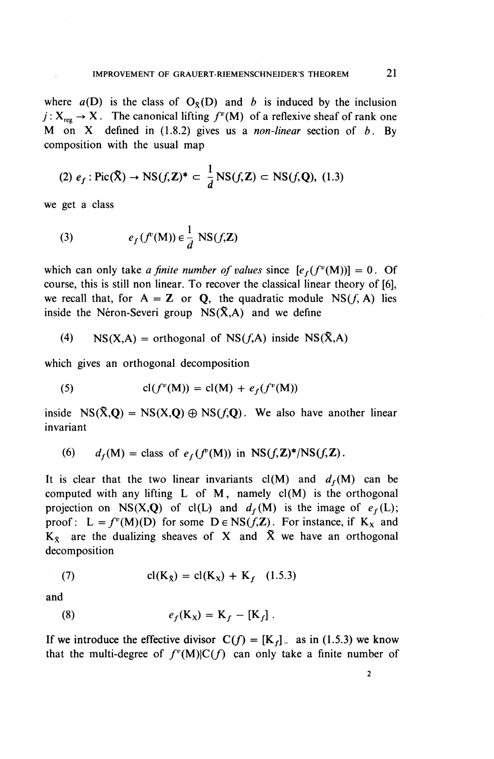where $a(D)$ is the class of $O_{\tilde{X}}(D)$ and $b$ is induced by the inclusion $j : X_{reg} \to X$. The canonical lifting $f^v(M)$ of a reflexive sheaf of rank one $M$ on $X$ defined in (1.8.2) gives us a *non-linear* section of $b$. By composition with the usual map

$$\text{(2)}\quad e_f : \mathrm{Pic}(\tilde{X}) \to \mathrm{NS}(f,\mathbf{Z})^* \subset \frac{1}{d}\mathrm{NS}(f,\mathbf{Z}) \subset \mathrm{NS}(f,\mathbf{Q}),\ (1.3)$$

we get a class

$$\text{(3)}\qquad e_f(f^v(M)) \in \frac{1}{d}\ \mathrm{NS}(f,\mathbf{Z})$$

which can only take *a finite number of values* since $[e_f(f^v(M))] = 0$. Of course, this is still non linear. To recover the classical linear theory of [6], we recall that, for $A = \mathbf{Z}$ or $\mathbf{Q}$, the quadratic module $\mathrm{NS}(f, A)$ lies inside the Néron-Severi group $\mathrm{NS}(\tilde{X},A)$ and we define

$$\text{(4)}\quad \mathrm{NS}(X,A) = \text{orthogonal of } \mathrm{NS}(f,A) \text{ inside } \mathrm{NS}(\tilde{X},A)$$

which gives an orthogonal decomposition

$$\text{(5)}\qquad \mathrm{cl}(f^v(M)) = \mathrm{cl}(M) + e_f(f^v(M))$$

inside $\mathrm{NS}(\tilde{X},\mathbf{Q}) = \mathrm{NS}(X,\mathbf{Q}) \oplus \mathrm{NS}(f,\mathbf{Q})$. We also have another linear invariant

$$\text{(6)}\quad d_f(M) = \text{class of } e_f(f^v(M)) \text{ in } \mathrm{NS}(f,\mathbf{Z})^*/\mathrm{NS}(f,\mathbf{Z}).$$

It is clear that the two linear invariants $\mathrm{cl}(M)$ and $d_f(M)$ can be computed with any lifting $L$ of $M$, namely $\mathrm{cl}(M)$ is the orthogonal projection on $\mathrm{NS}(X,\mathbf{Q})$ of $\mathrm{cl}(L)$ and $d_f(M)$ is the image of $e_f(L)$; proof: $L = f^v(M)(D)$ for some $D \in \mathrm{NS}(f,\mathbf{Z})$. For instance, if $K_X$ and $K_{\tilde{X}}$ are the dualizing sheaves of $X$ and $\tilde{X}$ we have an orthogonal decomposition

$$\text{(7)}\qquad \mathrm{cl}(K_{\tilde{X}}) = \mathrm{cl}(K_X) + K_f \quad (1.5.3)$$

and

$$\text{(8)}\qquad e_f(K_X) = K_f - [K_f]\,.$$

If we introduce the effective divisor $C(f) = [K_f]_-$ as in (1.5.3) we know that the multi-degree of $f^v(M)|C(f)$ can only take a finite number of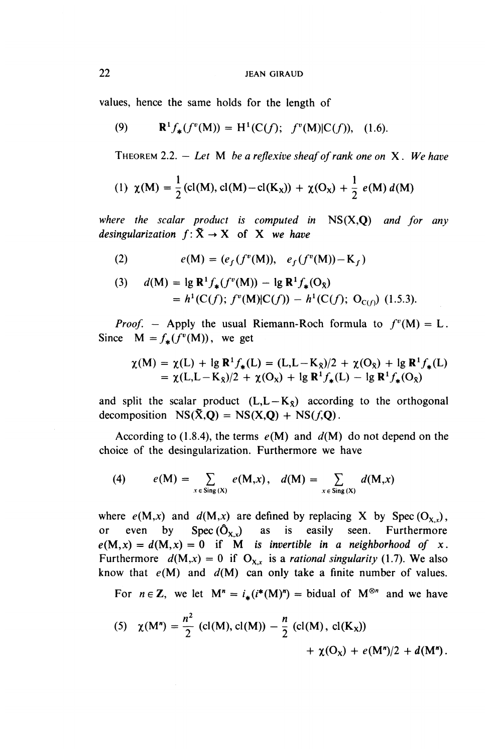values, hence the same holds for the length of

(9) $\quad \mathbf{R}^1 f_*(f^v(\mathrm{M})) = \mathrm{H}^1(\mathrm{C}(f);\ f^v(\mathrm{M})|\mathrm{C}(f)),\ (1.6).$

THEOREM 2.2. — *Let* M *be a reflexive sheaf of rank one on* X. *We have*

(1) $\quad \chi(\mathrm{M}) = \frac{1}{2}(\mathrm{cl}(\mathrm{M}), \mathrm{cl}(\mathrm{M}) - \mathrm{cl}(\mathrm{K_X})) + \chi(\mathrm{O_X}) + \frac{1}{2}\, e(\mathrm{M})\, d(\mathrm{M})$

*where the scalar product is computed in* $\mathrm{NS}(\mathrm{X},\mathbf{Q})$ *and for any desingularization* $f: \tilde{\mathrm{X}} \to \mathrm{X}$ *of* X *we have*

(2) $\quad e(\mathrm{M}) = (e_f(f^v(\mathrm{M})),\ e_f(f^v(\mathrm{M})) - \mathrm{K}_f)$

(3) $\quad d(\mathrm{M}) = \lg \mathbf{R}^1 f_*(f^v(\mathrm{M})) - \lg \mathbf{R}^1 f_*(\mathrm{O}_{\tilde{\mathrm{X}}})$
$\quad = h^1(\mathrm{C}(f);\ f^v(\mathrm{M})|\mathrm{C}(f)) - h^1(\mathrm{C}(f);\ \mathrm{O}_{\mathrm{C}(f)})$ (1.5.3).

*Proof.* — Apply the usual Riemann-Roch formula to $f^v(\mathrm{M}) = \mathrm{L}$. Since $\mathrm{M} = f_*(f^v(\mathrm{M}))$, we get

$$\chi(\mathrm{M}) = \chi(\mathrm{L}) + \lg \mathbf{R}^1 f_*(\mathrm{L}) = (\mathrm{L}, \mathrm{L} - \mathrm{K}_{\tilde{\mathrm{X}}})/2 + \chi(\mathrm{O}_{\tilde{\mathrm{X}}}) + \lg \mathbf{R}^1 f_*(\mathrm{L})$$
$$= \chi(\mathrm{L}, \mathrm{L} - \mathrm{K}_{\tilde{\mathrm{X}}})/2 + \chi(\mathrm{O_X}) + \lg \mathbf{R}^1 f_*(\mathrm{L}) - \lg \mathbf{R}^1 f_*(\mathrm{O}_{\tilde{\mathrm{X}}})$$

and split the scalar product $(\mathrm{L}, \mathrm{L} - \mathrm{K}_{\tilde{\mathrm{X}}})$ according to the orthogonal decomposition $\mathrm{NS}(\tilde{\mathrm{X}},\mathbf{Q}) = \mathrm{NS}(\mathrm{X},\mathbf{Q}) + \mathrm{NS}(f,\mathbf{Q})$.

According to (1.8.4), the terms $e(\mathrm{M})$ and $d(\mathrm{M})$ do not depend on the choice of the desingularization. Furthermore we have

(4) $\quad e(\mathrm{M}) = \sum_{x \in \mathrm{Sing}(\mathrm{X})} e(\mathrm{M},x), \quad d(\mathrm{M}) = \sum_{x \in \mathrm{Sing}(\mathrm{X})} d(\mathrm{M},x)$

where $e(\mathrm{M},x)$ and $d(\mathrm{M},x)$ are defined by replacing X by $\mathrm{Spec}(\mathrm{O}_{\mathrm{X},x})$, or even by $\mathrm{Spec}(\hat{\mathrm{O}}_{\mathrm{X},x})$ as is easily seen. Furthermore $e(\mathrm{M},x) = d(\mathrm{M},x) = 0$ if M *is invertible in a neighborhood of* $x$. Furthermore $d(\mathrm{M},x) = 0$ if $\mathrm{O}_{\mathrm{X},x}$ is a *rational singularity* (1.7). We also know that $e(\mathrm{M})$ and $d(\mathrm{M})$ can only take a finite number of values.

For $n \in \mathbf{Z}$, we let $\mathrm{M}^n = i_*(i^*(\mathrm{M})^n) =$ bidual of $\mathrm{M}^{\otimes n}$ and we have

(5) $\quad \chi(\mathrm{M}^n) = \frac{n^2}{2}(\mathrm{cl}(\mathrm{M}), \mathrm{cl}(\mathrm{M})) - \frac{n}{2}(\mathrm{cl}(\mathrm{M}), \mathrm{cl}(\mathrm{K_X}))$
$\quad + \chi(\mathrm{O_X}) + e(\mathrm{M}^n)/2 + d(\mathrm{M}^n).$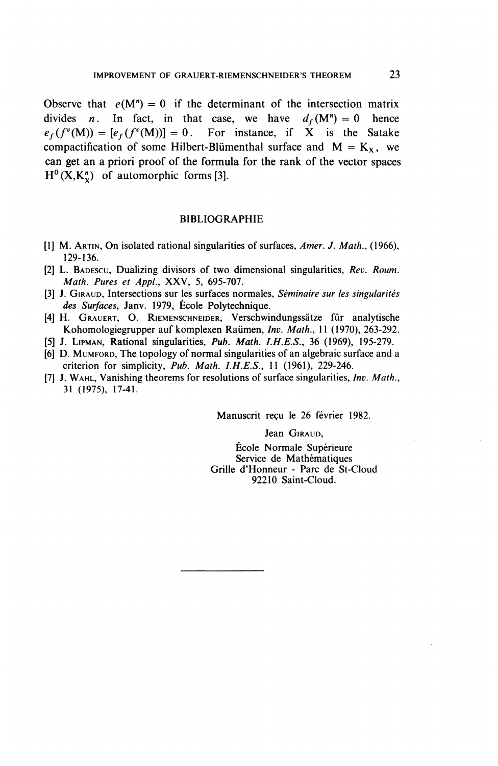Observe that $e(M^n) = 0$ if the determinant of the intersection matrix divides $n$. In fact, in that case, we have $d_f(M^n) = 0$ hence $e_f(f^v(M)) = [e_f(f^v(M))] = 0$. For instance, if X is the Satake compactification of some Hilbert-Blümenthal surface and $M = K_X$, we can get an a priori proof of the formula for the rank of the vector spaces $H^0(X, K_X^n)$ of automorphic forms [3].

## BIBLIOGRAPHIE

[1] M. Artin, On isolated rational singularities of surfaces, *Amer. J. Math.*, (1966), 129-136.

[2] L. Badescu, Dualizing divisors of two dimensional singularities, *Rev. Roum. Math. Pures et Appl.*, XXV, 5, 695-707.

[3] J. Giraud, Intersections sur les surfaces normales, *Séminaire sur les singularités des Surfaces*, Janv. 1979, École Polytechnique.

[4] H. Grauert, O. Riemenschneider, Verschwindungssätze für analytische Kohomologiegrupper auf komplexen Raümen, *Inv. Math.*, 11 (1970), 263-292.

[5] J. Lipman, Rational singularities, *Pub. Math. I.H.E.S.*, 36 (1969), 195-279.

[6] D. Mumford, The topology of normal singularities of an algebraic surface and a criterion for simplicity, *Pub. Math. I.H.E.S.*, 11 (1961), 229-246.

[7] J. Wahl, Vanishing theorems for resolutions of surface singularities, *Inv. Math.*, 31 (1975), 17-41.

Manuscrit reçu le 26 février 1982.

Jean Giraud,
École Normale Supérieure
Service de Mathématiques
Grille d'Honneur - Parc de St-Cloud
92210 Saint-Cloud.